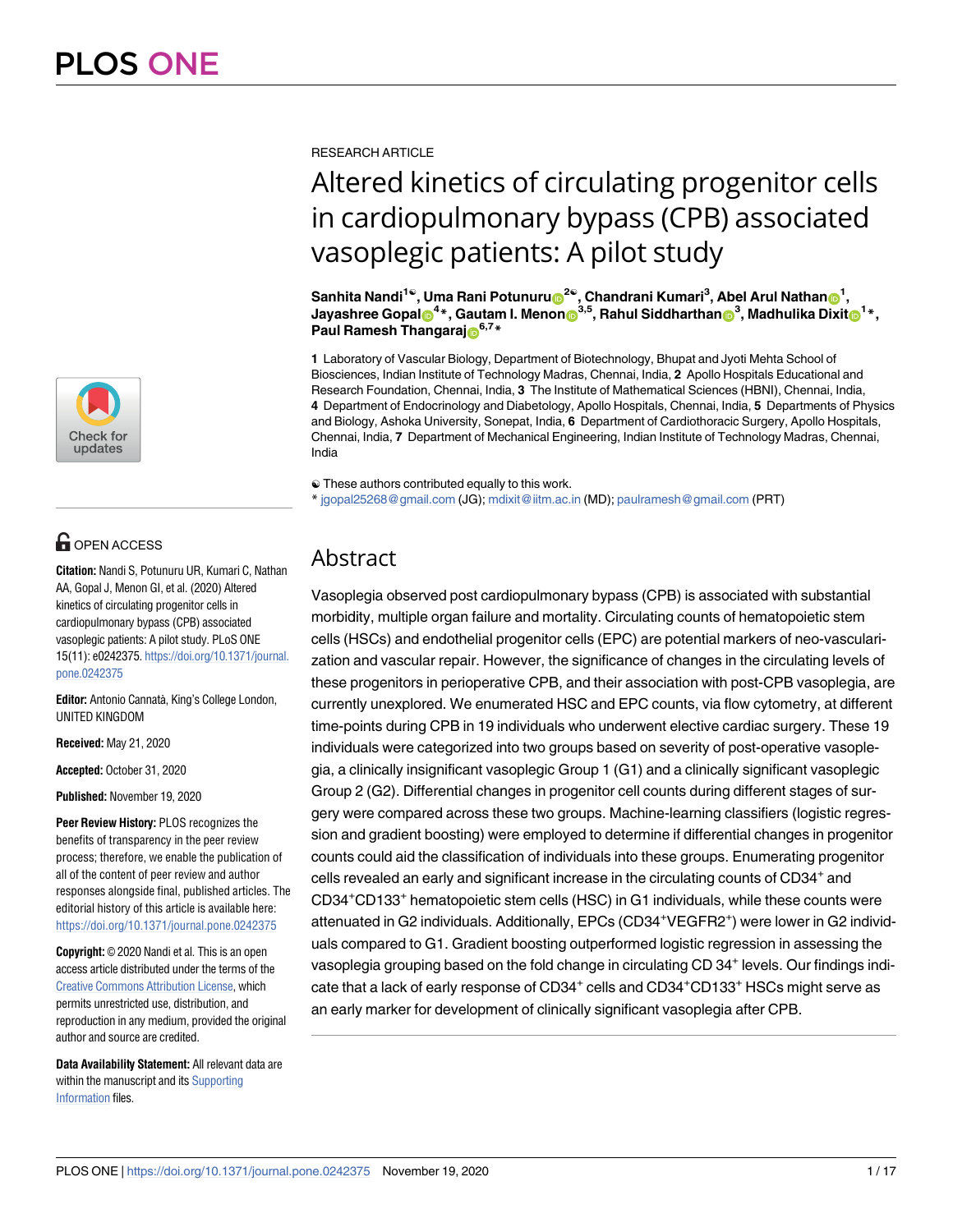RESEARCH ARTICLE

# Altered kinetics of circulating progenitor cells in cardiopulmonary bypass (CPB) associated vasoplegic patients: A pilot study

**Sanhita Nandi[1☯], Uma Rani Potunuru[2☯], Chandrani Kumari[3], Abel Arul Nathan[1], Jayashree Gopal[4*], Gautam I. Menon[3,5], Rahul Siddharthan[3], Madhulika Dixit[1*], Paul Ramesh Thangaraj[6,7*]**

**1** Laboratory of Vascular Biology, Department of Biotechnology, Bhupat and Jyoti Mehta School of Biosciences, Indian Institute of Technology Madras, Chennai, India, **2** Apollo Hospitals Educational and Research Foundation, Chennai, India, **3** The Institute of Mathematical Sciences (HBNI), Chennai, India, **4** Department of Endocrinology and Diabetology, Apollo Hospitals, Chennai, India, **5** Departments of Physics and Biology, Ashoka University, Sonepat, India, **6** Department of Cardiothoracic Surgery, Apollo Hospitals, Chennai, India, **7** Department of Mechanical Engineering, Indian Institute of Technology Madras, Chennai, India

☯ These authors contributed equally to this work.
* jgopal25268@gmail.com (JG); mdixit@iitm.ac.in (MD); paulramesh@gmail.com (PRT)

OPEN ACCESS

**Citation:** Nandi S, Potunuru UR, Kumari C, Nathan AA, Gopal J, Menon GI, et al. (2020) Altered kinetics of circulating progenitor cells in cardiopulmonary bypass (CPB) associated vasoplegic patients: A pilot study. PLoS ONE 15(11): e0242375. https://doi.org/10.1371/journal.pone.0242375

**Editor:** Antonio Cannatà, King's College London, UNITED KINGDOM

**Received:** May 21, 2020

**Accepted:** October 31, 2020

**Published:** November 19, 2020

**Peer Review History:** PLOS recognizes the benefits of transparency in the peer review process; therefore, we enable the publication of all of the content of peer review and author responses alongside final, published articles. The editorial history of this article is available here: https://doi.org/10.1371/journal.pone.0242375

**Copyright:** © 2020 Nandi et al. This is an open access article distributed under the terms of the Creative Commons Attribution License, which permits unrestricted use, distribution, and reproduction in any medium, provided the original author and source are credited.

**Data Availability Statement:** All relevant data are within the manuscript and its Supporting Information files.

## Abstract

Vasoplegia observed post cardiopulmonary bypass (CPB) is associated with substantial morbidity, multiple organ failure and mortality. Circulating counts of hematopoietic stem cells (HSCs) and endothelial progenitor cells (EPC) are potential markers of neo-vascularization and vascular repair. However, the significance of changes in the circulating levels of these progenitors in perioperative CPB, and their association with post-CPB vasoplegia, are currently unexplored. We enumerated HSC and EPC counts, via flow cytometry, at different time-points during CPB in 19 individuals who underwent elective cardiac surgery. These 19 individuals were categorized into two groups based on severity of post-operative vasoplegia, a clinically insignificant vasoplegic Group 1 (G1) and a clinically significant vasoplegic Group 2 (G2). Differential changes in progenitor cell counts during different stages of surgery were compared across these two groups. Machine-learning classifiers (logistic regression and gradient boosting) were employed to determine if differential changes in progenitor counts could aid the classification of individuals into these groups. Enumerating progenitor cells revealed an early and significant increase in the circulating counts of $CD34^+$ and $CD34^+CD133^+$ hematopoietic stem cells (HSC) in G1 individuals, while these counts were attenuated in G2 individuals. Additionally, EPCs ($CD34^+VEGFR2^+$) were lower in G2 individuals compared to G1. Gradient boosting outperformed logistic regression in assessing the vasoplegia grouping based on the fold change in circulating CD $34^+$ levels. Our findings indicate that a lack of early response of $CD34^+$ cells and $CD34^+CD133^+$ HSCs might serve as an early marker for development of clinically significant vasoplegia after CPB.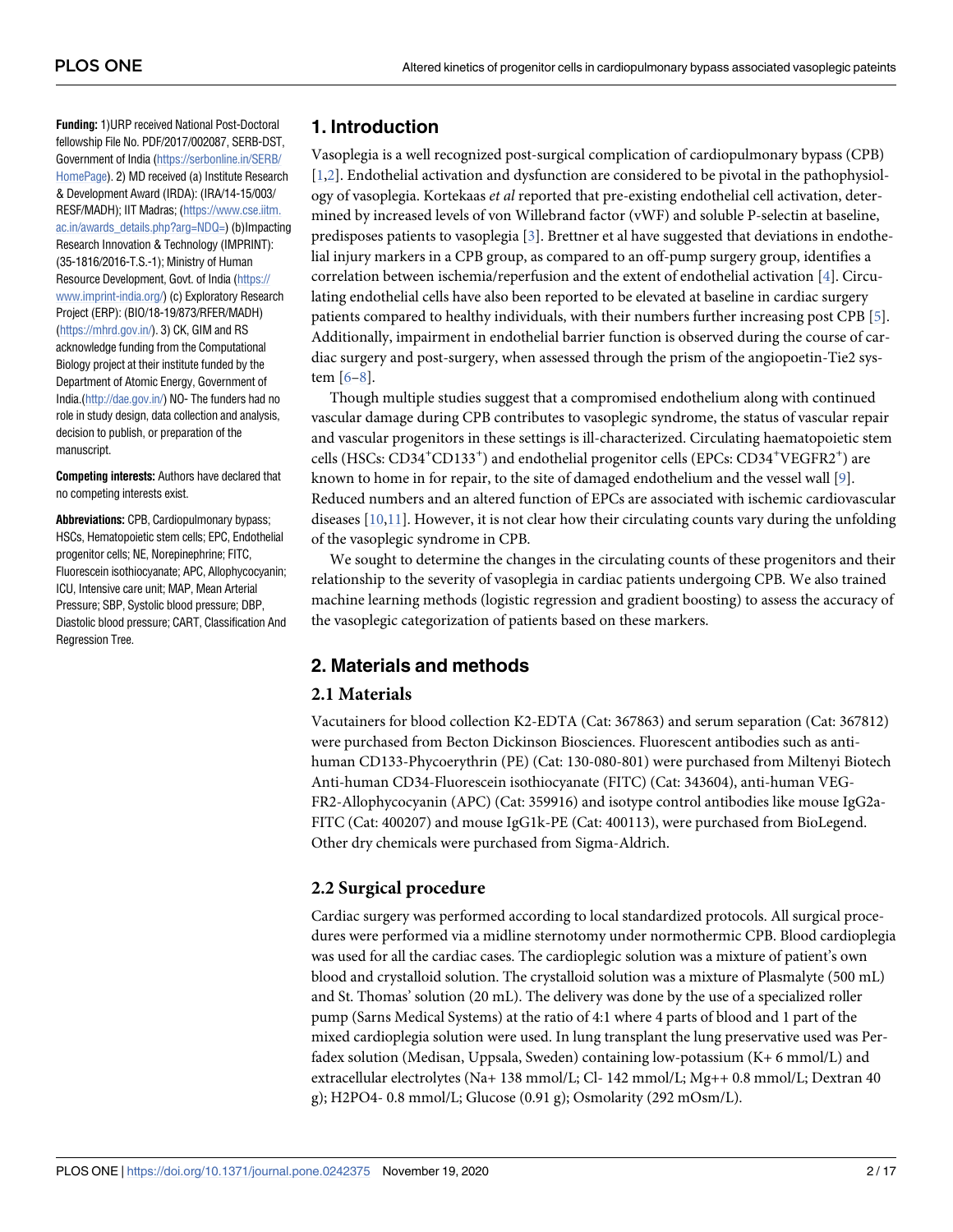**Funding:** 1)URP received National Post-Doctoral fellowship File No. PDF/2017/002087, SERB-DST, Government of India (https://serbonline.in/SERB/HomePage). 2) MD received (a) Institute Research & Development Award (IRDA): (IRA/14-15/003/RESF/MADH); IIT Madras; (https://www.cse.iitm.ac.in/awards_details.php?arg=NDQ=) (b)Impacting Research Innovation & Technology (IMPRINT): (35-1816/2016-T.S.-1); Ministry of Human Resource Development, Govt. of India (https://www.imprint-india.org/) (c) Exploratory Research Project (ERP): (BIO/18-19/873/RFER/MADH) (https://mhrd.gov.in/). 3) CK, GIM and RS acknowledge funding from the Computational Biology project at their institute funded by the Department of Atomic Energy, Government of India.(http://dae.gov.in/) NO- The funders had no role in study design, data collection and analysis, decision to publish, or preparation of the manuscript.

**Competing interests:** Authors have declared that no competing interests exist.

**Abbreviations:** CPB, Cardiopulmonary bypass; HSCs, Hematopoietic stem cells; EPC, Endothelial progenitor cells; NE, Norepinephrine; FITC, Fluorescein isothiocyanate; APC, Allophycocyanin; ICU, Intensive care unit; MAP, Mean Arterial Pressure; SBP, Systolic blood pressure; DBP, Diastolic blood pressure; CART, Classification And Regression Tree.

## 1. Introduction

Vasoplegia is a well recognized post-surgical complication of cardiopulmonary bypass (CPB) [1,2]. Endothelial activation and dysfunction are considered to be pivotal in the pathophysiology of vasoplegia. Kortekaas *et al* reported that pre-existing endothelial cell activation, determined by increased levels of von Willebrand factor (vWF) and soluble P-selectin at baseline, predisposes patients to vasoplegia [3]. Brettner et al have suggested that deviations in endothelial injury markers in a CPB group, as compared to an off-pump surgery group, identifies a correlation between ischemia/reperfusion and the extent of endothelial activation [4]. Circulating endothelial cells have also been reported to be elevated at baseline in cardiac surgery patients compared to healthy individuals, with their numbers further increasing post CPB [5]. Additionally, impairment in endothelial barrier function is observed during the course of cardiac surgery and post-surgery, when assessed through the prism of the angiopoetin-Tie2 system [6–8].

Though multiple studies suggest that a compromised endothelium along with continued vascular damage during CPB contributes to vasoplegic syndrome, the status of vascular repair and vascular progenitors in these settings is ill-characterized. Circulating haematopoietic stem cells (HSCs: $CD34^{+}CD133^{+}$) and endothelial progenitor cells (EPCs: $CD34^{+}VEGFR2^{+}$) are known to home in for repair, to the site of damaged endothelium and the vessel wall [9]. Reduced numbers and an altered function of EPCs are associated with ischemic cardiovascular diseases [10,11]. However, it is not clear how their circulating counts vary during the unfolding of the vasoplegic syndrome in CPB.

We sought to determine the changes in the circulating counts of these progenitors and their relationship to the severity of vasoplegia in cardiac patients undergoing CPB. We also trained machine learning methods (logistic regression and gradient boosting) to assess the accuracy of the vasoplegic categorization of patients based on these markers.

## 2. Materials and methods

### 2.1 Materials

Vacutainers for blood collection K2-EDTA (Cat: 367863) and serum separation (Cat: 367812) were purchased from Becton Dickinson Biosciences. Fluorescent antibodies such as anti-human CD133-Phycoerythrin (PE) (Cat: 130-080-801) were purchased from Miltenyi Biotech Anti-human CD34-Fluorescein isothiocyanate (FITC) (Cat: 343604), anti-human VEGFR2-Allophycocyanin (APC) (Cat: 359916) and isotype control antibodies like mouse IgG2a-FITC (Cat: 400207) and mouse IgG1k-PE (Cat: 400113), were purchased from BioLegend. Other dry chemicals were purchased from Sigma-Aldrich.

### 2.2 Surgical procedure

Cardiac surgery was performed according to local standardized protocols. All surgical procedures were performed via a midline sternotomy under normothermic CPB. Blood cardioplegia was used for all the cardiac cases. The cardioplegic solution was a mixture of patient's own blood and crystalloid solution. The crystalloid solution was a mixture of Plasmalyte (500 mL) and St. Thomas' solution (20 mL). The delivery was done by the use of a specialized roller pump (Sarns Medical Systems) at the ratio of 4:1 where 4 parts of blood and 1 part of the mixed cardioplegia solution were used. In lung transplant the lung preservative used was Perfadex solution (Medisan, Uppsala, Sweden) containing low-potassium ($K^{+}$ 6 mmol/L) and extracellular electrolytes ($Na^{+}$ 138 mmol/L; $Cl^{-}$ 142 mmol/L; $Mg^{++}$ 0.8 mmol/L; Dextran 40 g); $H_2PO_4^{-}$ 0.8 mmol/L; Glucose (0.91 g); Osmolarity (292 mOsm/L).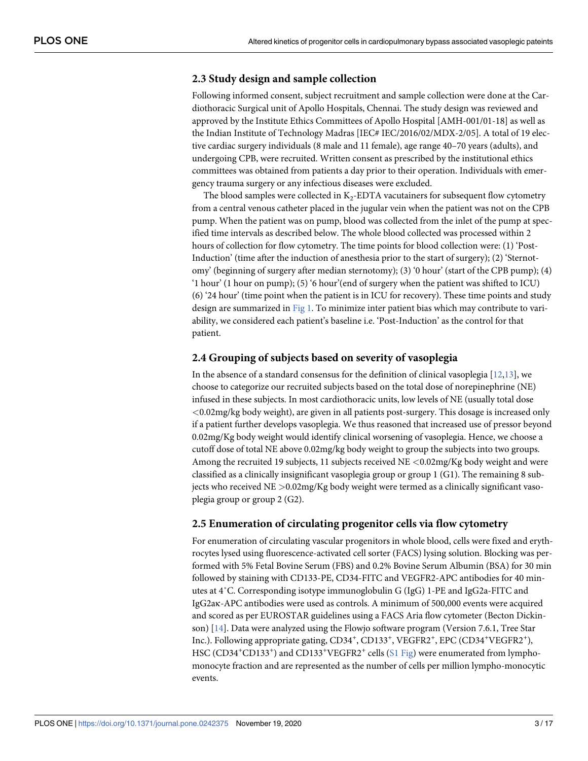### 2.3 Study design and sample collection

Following informed consent, subject recruitment and sample collection were done at the Cardiothoracic Surgical unit of Apollo Hospitals, Chennai. The study design was reviewed and approved by the Institute Ethics Committees of Apollo Hospital [AMH-001/01-18] as well as the Indian Institute of Technology Madras [IEC# IEC/2016/02/MDX-2/05]. A total of 19 elective cardiac surgery individuals (8 male and 11 female), age range 40–70 years (adults), and undergoing CPB, were recruited. Written consent as prescribed by the institutional ethics committees was obtained from patients a day prior to their operation. Individuals with emergency trauma surgery or any infectious diseases were excluded.

The blood samples were collected in $K_2$-EDTA vacutainers for subsequent flow cytometry from a central venous catheter placed in the jugular vein when the patient was not on the CPB pump. When the patient was on pump, blood was collected from the inlet of the pump at specified time intervals as described below. The whole blood collected was processed within 2 hours of collection for flow cytometry. The time points for blood collection were: (1) 'Post-Induction' (time after the induction of anesthesia prior to the start of surgery); (2) 'Sternotomy' (beginning of surgery after median sternotomy); (3) '0 hour' (start of the CPB pump); (4) '1 hour' (1 hour on pump); (5) '6 hour'(end of surgery when the patient was shifted to ICU) (6) '24 hour' (time point when the patient is in ICU for recovery). These time points and study design are summarized in Fig 1. To minimize inter patient bias which may contribute to variability, we considered each patient's baseline i.e. 'Post-Induction' as the control for that patient.

### 2.4 Grouping of subjects based on severity of vasoplegia

In the absence of a standard consensus for the definition of clinical vasoplegia [12,13], we choose to categorize our recruited subjects based on the total dose of norepinephrine (NE) infused in these subjects. In most cardiothoracic units, low levels of NE (usually total dose <0.02mg/kg body weight), are given in all patients post-surgery. This dosage is increased only if a patient further develops vasoplegia. We thus reasoned that increased use of pressor beyond 0.02mg/Kg body weight would identify clinical worsening of vasoplegia. Hence, we choose a cutoff dose of total NE above 0.02mg/kg body weight to group the subjects into two groups. Among the recruited 19 subjects, 11 subjects received NE <0.02mg/Kg body weight and were classified as a clinically insignificant vasoplegia group or group 1 (G1). The remaining 8 subjects who received NE >0.02mg/Kg body weight were termed as a clinically significant vasoplegia group or group 2 (G2).

### 2.5 Enumeration of circulating progenitor cells via flow cytometry

For enumeration of circulating vascular progenitors in whole blood, cells were fixed and erythrocytes lysed using fluorescence-activated cell sorter (FACS) lysing solution. Blocking was performed with 5% Fetal Bovine Serum (FBS) and 0.2% Bovine Serum Albumin (BSA) for 30 min followed by staining with CD133-PE, CD34-FITC and VEGFR2-APC antibodies for 40 minutes at 4˚C. Corresponding isotype immunoglobulin G (IgG) 1-PE and IgG2a-FITC and IgG2aκ-APC antibodies were used as controls. A minimum of 500,000 events were acquired and scored as per EUROSTAR guidelines using a FACS Aria flow cytometer (Becton Dickinson) [14]. Data were analyzed using the Flowjo software program (Version 7.6.1, Tree Star Inc.). Following appropriate gating, $CD34^+$, $CD133^+$, $VEGFR2^+$, EPC ($CD34^+VEGFR2^+$), HSC ($CD34^+CD133^+$) and $CD133^+VEGFR2^+$ cells (S1 Fig) were enumerated from lympho-monocyte fraction and are represented as the number of cells per million lympho-monocytic events.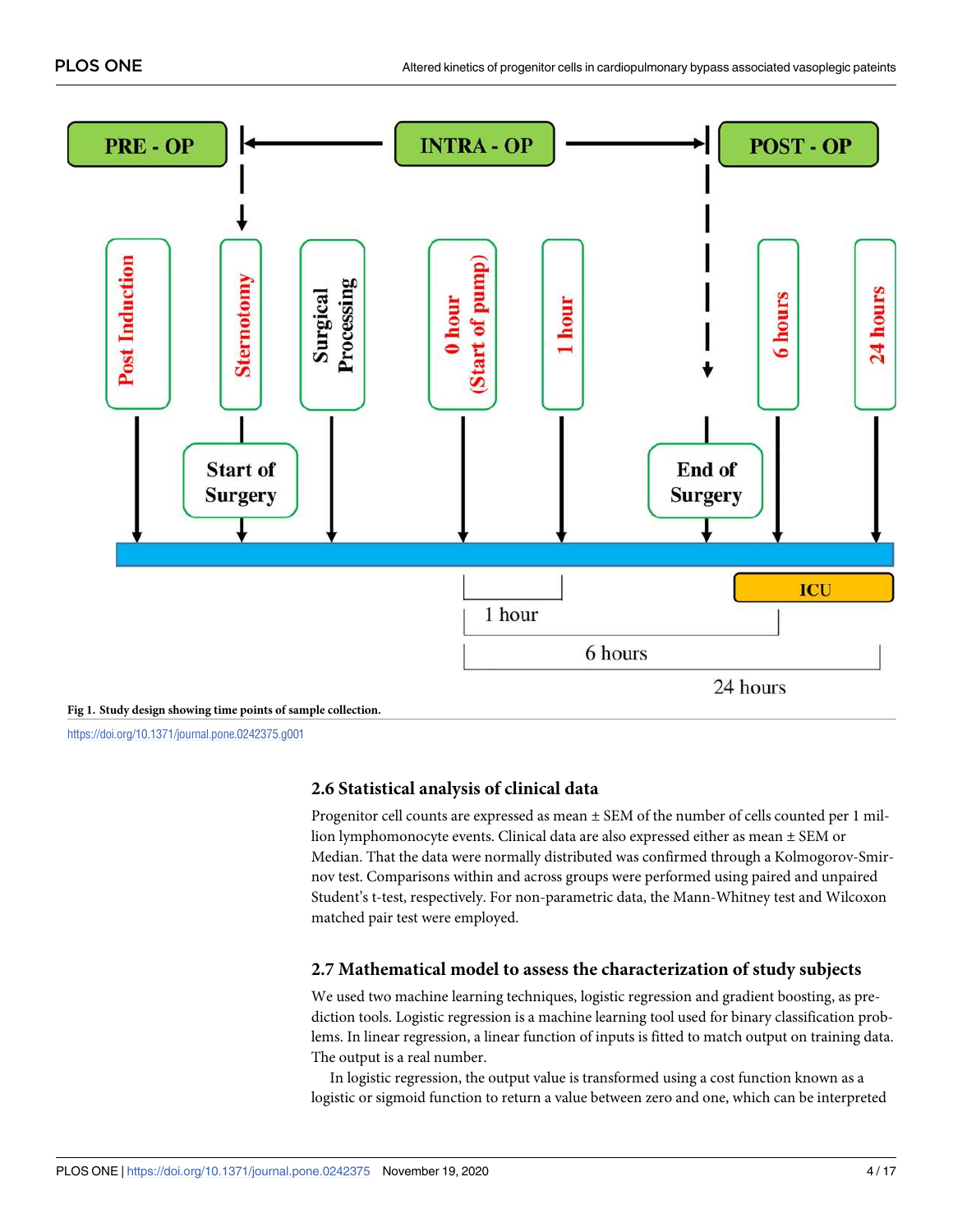Fig 1. Study design showing time points of sample collection.

https://doi.org/10.1371/journal.pone.0242375.g001

### 2.6 Statistical analysis of clinical data

Progenitor cell counts are expressed as mean ± SEM of the number of cells counted per 1 million lymphomonocyte events. Clinical data are also expressed either as mean ± SEM or Median. That the data were normally distributed was confirmed through a Kolmogorov-Smirnov test. Comparisons within and across groups were performed using paired and unpaired Student's t-test, respectively. For non-parametric data, the Mann-Whitney test and Wilcoxon matched pair test were employed.

### 2.7 Mathematical model to assess the characterization of study subjects

We used two machine learning techniques, logistic regression and gradient boosting, as prediction tools. Logistic regression is a machine learning tool used for binary classification problems. In linear regression, a linear function of inputs is fitted to match output on training data. The output is a real number.

In logistic regression, the output value is transformed using a cost function known as a logistic or sigmoid function to return a value between zero and one, which can be interpreted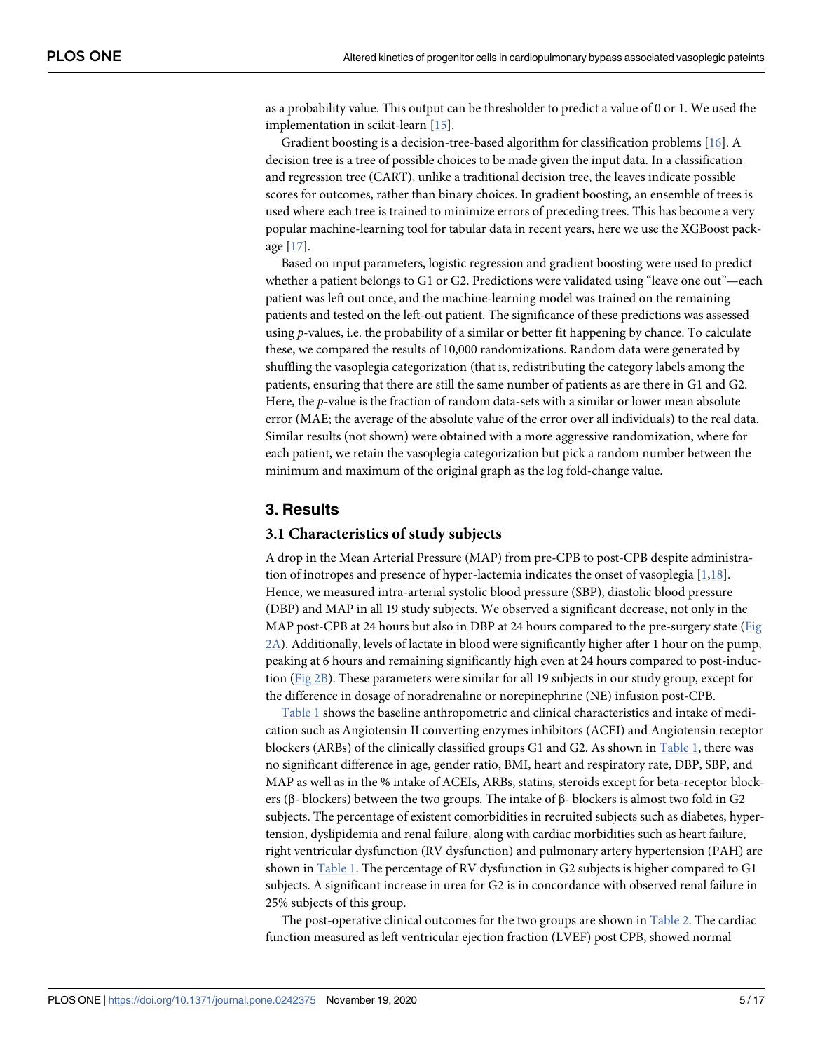as a probability value. This output can be thresholder to predict a value of 0 or 1. We used the implementation in scikit-learn [15].

Gradient boosting is a decision-tree-based algorithm for classification problems [16]. A decision tree is a tree of possible choices to be made given the input data. In a classification and regression tree (CART), unlike a traditional decision tree, the leaves indicate possible scores for outcomes, rather than binary choices. In gradient boosting, an ensemble of trees is used where each tree is trained to minimize errors of preceding trees. This has become a very popular machine-learning tool for tabular data in recent years, here we use the XGBoost package [17].

Based on input parameters, logistic regression and gradient boosting were used to predict whether a patient belongs to G1 or G2. Predictions were validated using "leave one out"—each patient was left out once, and the machine-learning model was trained on the remaining patients and tested on the left-out patient. The significance of these predictions was assessed using *p*-values, i.e. the probability of a similar or better fit happening by chance. To calculate these, we compared the results of 10,000 randomizations. Random data were generated by shuffling the vasoplegia categorization (that is, redistributing the category labels among the patients, ensuring that there are still the same number of patients as are there in G1 and G2. Here, the *p*-value is the fraction of random data-sets with a similar or lower mean absolute error (MAE; the average of the absolute value of the error over all individuals) to the real data. Similar results (not shown) were obtained with a more aggressive randomization, where for each patient, we retain the vasoplegia categorization but pick a random number between the minimum and maximum of the original graph as the log fold-change value.

## 3. Results

### 3.1 Characteristics of study subjects

A drop in the Mean Arterial Pressure (MAP) from pre-CPB to post-CPB despite administration of inotropes and presence of hyper-lactemia indicates the onset of vasoplegia [1,18]. Hence, we measured intra-arterial systolic blood pressure (SBP), diastolic blood pressure (DBP) and MAP in all 19 study subjects. We observed a significant decrease, not only in the MAP post-CPB at 24 hours but also in DBP at 24 hours compared to the pre-surgery state (Fig 2A). Additionally, levels of lactate in blood were significantly higher after 1 hour on the pump, peaking at 6 hours and remaining significantly high even at 24 hours compared to post-induction (Fig 2B). These parameters were similar for all 19 subjects in our study group, except for the difference in dosage of noradrenaline or norepinephrine (NE) infusion post-CPB.

Table 1 shows the baseline anthropometric and clinical characteristics and intake of medication such as Angiotensin II converting enzymes inhibitors (ACEI) and Angiotensin receptor blockers (ARBs) of the clinically classified groups G1 and G2. As shown in Table 1, there was no significant difference in age, gender ratio, BMI, heart and respiratory rate, DBP, SBP, and MAP as well as in the % intake of ACEIs, ARBs, statins, steroids except for beta-receptor blockers (β- blockers) between the two groups. The intake of β- blockers is almost two fold in G2 subjects. The percentage of existent comorbidities in recruited subjects such as diabetes, hypertension, dyslipidemia and renal failure, along with cardiac morbidities such as heart failure, right ventricular dysfunction (RV dysfunction) and pulmonary artery hypertension (PAH) are shown in Table 1. The percentage of RV dysfunction in G2 subjects is higher compared to G1 subjects. A significant increase in urea for G2 is in concordance with observed renal failure in 25% subjects of this group.

The post-operative clinical outcomes for the two groups are shown in Table 2. The cardiac function measured as left ventricular ejection fraction (LVEF) post CPB, showed normal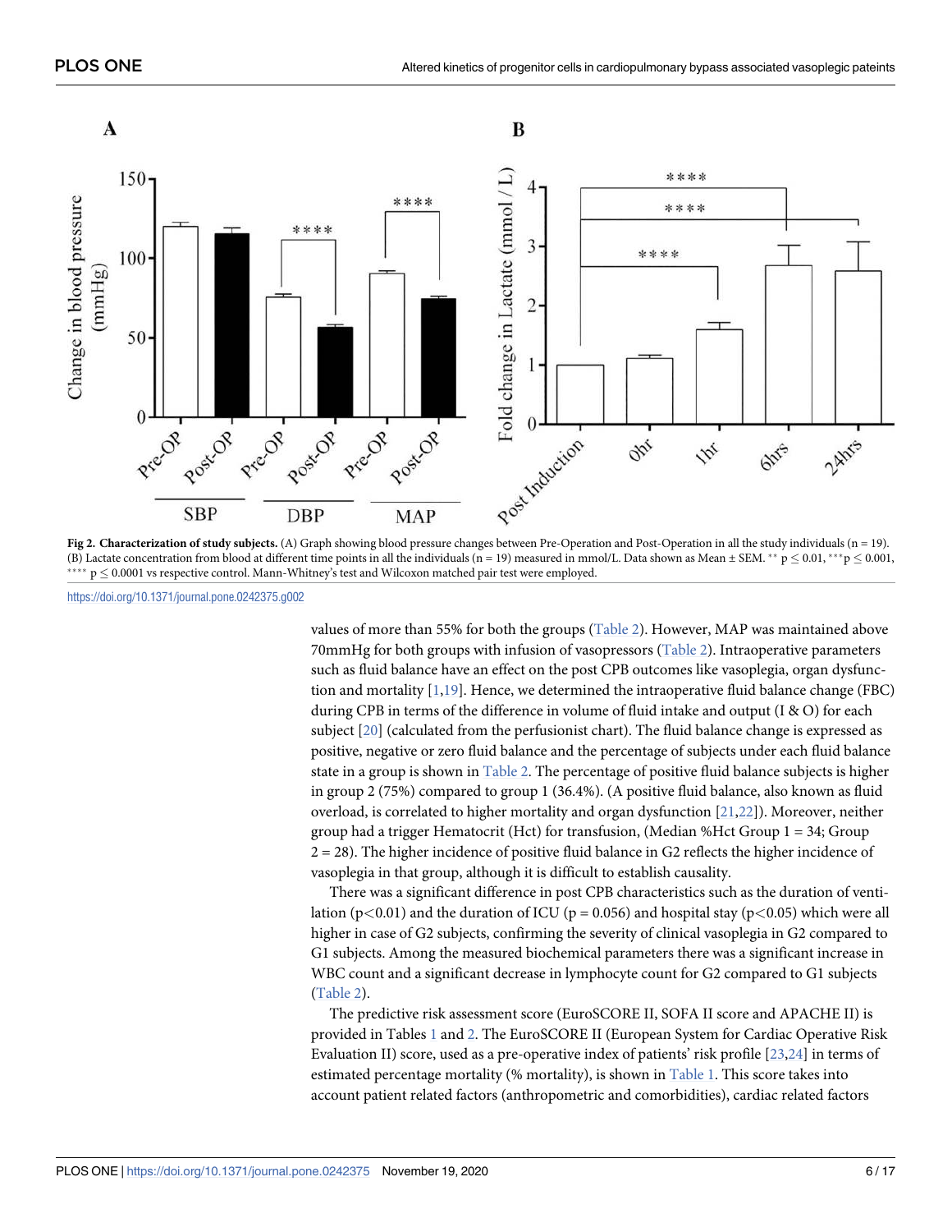**Fig 2. Characterization of study subjects.** (A) Graph showing blood pressure changes between Pre-Operation and Post-Operation in all the study individuals (n = 19). (B) Lactate concentration from blood at different time points in all the individuals (n = 19) measured in mmol/L. Data shown as Mean ± SEM. ** p ≤ 0.01, ***p ≤ 0.001, **** p ≤ 0.0001 vs respective control. Mann-Whitney's test and Wilcoxon matched pair test were employed.

https://doi.org/10.1371/journal.pone.0242375.g002

values of more than 55% for both the groups (Table 2). However, MAP was maintained above 70mmHg for both groups with infusion of vasopressors (Table 2). Intraoperative parameters such as fluid balance have an effect on the post CPB outcomes like vasoplegia, organ dysfunction and mortality [1,19]. Hence, we determined the intraoperative fluid balance change (FBC) during CPB in terms of the difference in volume of fluid intake and output (I & O) for each subject [20] (calculated from the perfusionist chart). The fluid balance change is expressed as positive, negative or zero fluid balance and the percentage of subjects under each fluid balance state in a group is shown in Table 2. The percentage of positive fluid balance subjects is higher in group 2 (75%) compared to group 1 (36.4%). (A positive fluid balance, also known as fluid overload, is correlated to higher mortality and organ dysfunction [21,22]). Moreover, neither group had a trigger Hematocrit (Hct) for transfusion, (Median %Hct Group 1 = 34; Group 2 = 28). The higher incidence of positive fluid balance in G2 reflects the higher incidence of vasoplegia in that group, although it is difficult to establish causality.

There was a significant difference in post CPB characteristics such as the duration of ventilation ($p<0.01$) and the duration of ICU ($p = 0.056$) and hospital stay ($p<0.05$) which were all higher in case of G2 subjects, confirming the severity of clinical vasoplegia in G2 compared to G1 subjects. Among the measured biochemical parameters there was a significant increase in WBC count and a significant decrease in lymphocyte count for G2 compared to G1 subjects (Table 2).

The predictive risk assessment score (EuroSCORE II, SOFA II score and APACHE II) is provided in Tables 1 and 2. The EuroSCORE II (European System for Cardiac Operative Risk Evaluation II) score, used as a pre-operative index of patients' risk profile [23,24] in terms of estimated percentage mortality (% mortality), is shown in Table 1. This score takes into account patient related factors (anthropometric and comorbidities), cardiac related factors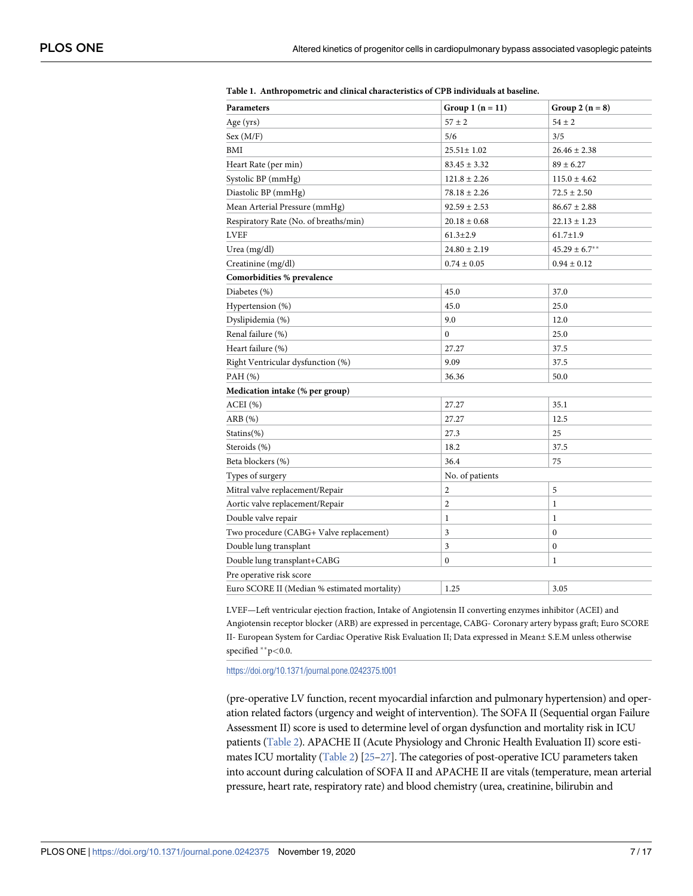**Table 1. Anthropometric and clinical characteristics of CPB individuals at baseline.**

| Parameters | Group 1 (n = 11) | Group 2 (n = 8) |
|---|---|---|
| Age (yrs) | 57 ± 2 | 54 ± 2 |
| Sex (M/F) | 5/6 | 3/5 |
| BMI | 25.51± 1.02 | 26.46 ± 2.38 |
| Heart Rate (per min) | 83.45 ± 3.32 | 89 ± 6.27 |
| Systolic BP (mmHg) | 121.8 ± 2.26 | 115.0 ± 4.62 |
| Diastolic BP (mmHg) | 78.18 ± 2.26 | 72.5 ± 2.50 |
| Mean Arterial Pressure (mmHg) | 92.59 ± 2.53 | 86.67 ± 2.88 |
| Respiratory Rate (No. of breaths/min) | 20.18 ± 0.68 | 22.13 ± 1.23 |
| LVEF | 61.3±2.9 | 61.7±1.9 |
| Urea (mg/dl) | 24.80 ± 2.19 | 45.29 ± 6.7** |
| Creatinine (mg/dl) | 0.74 ± 0.05 | 0.94 ± 0.12 |
| **Comorbidities % prevalence** | | |
| Diabetes (%) | 45.0 | 37.0 |
| Hypertension (%) | 45.0 | 25.0 |
| Dyslipidemia (%) | 9.0 | 12.0 |
| Renal failure (%) | 0 | 25.0 |
| Heart failure (%) | 27.27 | 37.5 |
| Right Ventricular dysfunction (%) | 9.09 | 37.5 |
| PAH (%) | 36.36 | 50.0 |
| **Medication intake (% per group)** | | |
| ACEI (%) | 27.27 | 35.1 |
| ARB (%) | 27.27 | 12.5 |
| Statins(%) | 27.3 | 25 |
| Steroids (%) | 18.2 | 37.5 |
| Beta blockers (%) | 36.4 | 75 |
| Types of surgery | No. of patients | |
| Mitral valve replacement/Repair | 2 | 5 |
| Aortic valve replacement/Repair | 2 | 1 |
| Double valve repair | 1 | 1 |
| Two procedure (CABG+ Valve replacement) | 3 | 0 |
| Double lung transplant | 3 | 0 |
| Double lung transplant+CABG | 0 | 1 |
| Pre operative risk score | | |
| Euro SCORE II (Median % estimated mortality) | 1.25 | 3.05 |

LVEF—Left ventricular ejection fraction, Intake of Angiotensin II converting enzymes inhibitor (ACEI) and Angiotensin receptor blocker (ARB) are expressed in percentage, CABG- Coronary artery bypass graft; Euro SCORE II- European System for Cardiac Operative Risk Evaluation II; Data expressed in Mean± S.E.M unless otherwise specified $^{**}p<0.0$.

https://doi.org/10.1371/journal.pone.0242375.t001

(pre-operative LV function, recent myocardial infarction and pulmonary hypertension) and operation related factors (urgency and weight of intervention). The SOFA II (Sequential organ Failure Assessment II) score is used to determine level of organ dysfunction and mortality risk in ICU patients (Table 2). APACHE II (Acute Physiology and Chronic Health Evaluation II) score estimates ICU mortality (Table 2) [25–27]. The categories of post-operative ICU parameters taken into account during calculation of SOFA II and APACHE II are vitals (temperature, mean arterial pressure, heart rate, respiratory rate) and blood chemistry (urea, creatinine, bilirubin and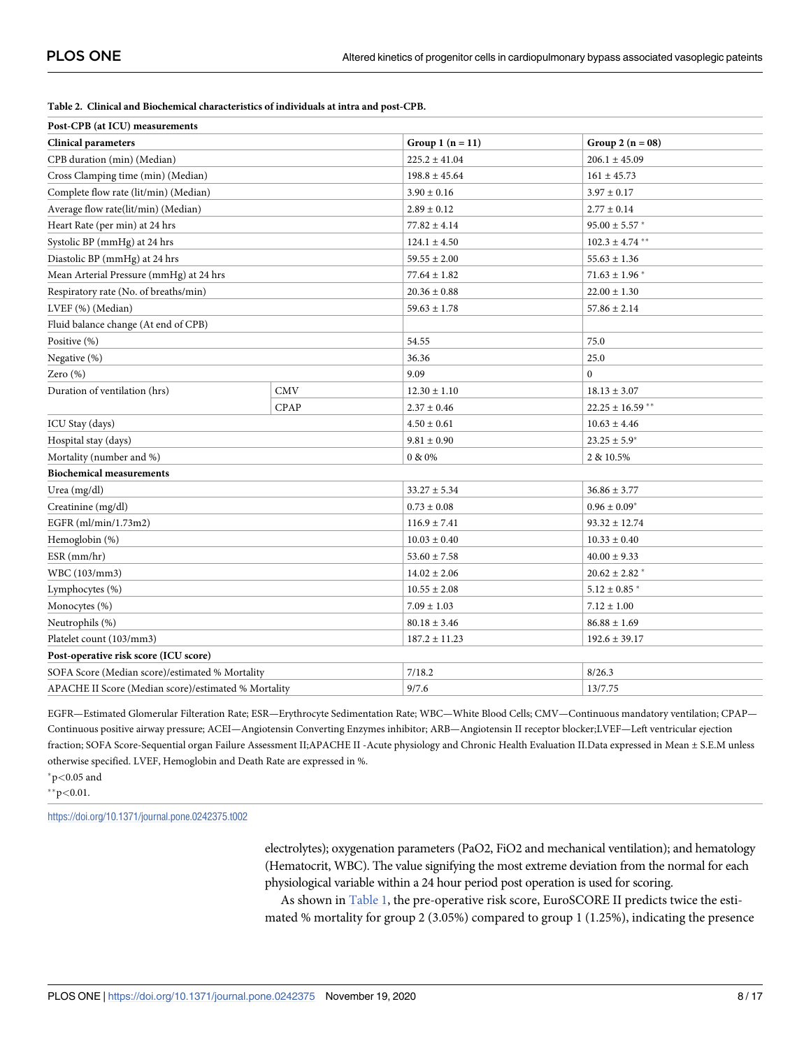**Table 2. Clinical and Biochemical characteristics of individuals at intra and post-CPB.**

| Post-CPB (at ICU) measurements | | | |
|---|---|---|---|
| **Clinical parameters** | | **Group 1 (n = 11)** | **Group 2 (n = 08)** |
| CPB duration (min) (Median) | | 225.2 ± 41.04 | 206.1 ± 45.09 |
| Cross Clamping time (min) (Median) | | 198.8 ± 45.64 | 161 ± 45.73 |
| Complete flow rate (lit/min) (Median) | | 3.90 ± 0.16 | 3.97 ± 0.17 |
| Average flow rate(lit/min) (Median) | | 2.89 ± 0.12 | 2.77 ± 0.14 |
| Heart Rate (per min) at 24 hrs | | 77.82 ± 4.14 | 95.00 ± 5.57 * |
| Systolic BP (mmHg) at 24 hrs | | 124.1 ± 4.50 | 102.3 ± 4.74 ** |
| Diastolic BP (mmHg) at 24 hrs | | 59.55 ± 2.00 | 55.63 ± 1.36 |
| Mean Arterial Pressure (mmHg) at 24 hrs | | 77.64 ± 1.82 | 71.63 ± 1.96 * |
| Respiratory rate (No. of breaths/min) | | 20.36 ± 0.88 | 22.00 ± 1.30 |
| LVEF (%) (Median) | | 59.63 ± 1.78 | 57.86 ± 2.14 |
| Fluid balance change (At end of CPB) | | | |
| Positive (%) | | 54.55 | 75.0 |
| Negative (%) | | 36.36 | 25.0 |
| Zero (%) | | 9.09 | 0 |
| Duration of ventilation (hrs) | CMV | 12.30 ± 1.10 | 18.13 ± 3.07 |
| | CPAP | 2.37 ± 0.46 | 22.25 ± 16.59 ** |
| ICU Stay (days) | | 4.50 ± 0.61 | 10.63 ± 4.46 |
| Hospital stay (days) | | 9.81 ± 0.90 | 23.25 ± 5.9* |
| Mortality (number and %) | | 0 & 0% | 2 & 10.5% |
| **Biochemical measurements** | | | |
| Urea (mg/dl) | | 33.27 ± 5.34 | 36.86 ± 3.77 |
| Creatinine (mg/dl) | | 0.73 ± 0.08 | 0.96 ± 0.09* |
| EGFR (ml/min/1.73m2) | | 116.9 ± 7.41 | 93.32 ± 12.74 |
| Hemoglobin (%) | | 10.03 ± 0.40 | 10.33 ± 0.40 |
| ESR (mm/hr) | | 53.60 ± 7.58 | 40.00 ± 9.33 |
| WBC (103/mm3) | | 14.02 ± 2.06 | 20.62 ± 2.82 * |
| Lymphocytes (%) | | 10.55 ± 2.08 | 5.12 ± 0.85 * |
| Monocytes (%) | | 7.09 ± 1.03 | 7.12 ± 1.00 |
| Neutrophils (%) | | 80.18 ± 3.46 | 86.88 ± 1.69 |
| Platelet count (103/mm3) | | 187.2 ± 11.23 | 192.6 ± 39.17 |
| **Post-operative risk score (ICU score)** | | | |
| SOFA Score (Median score)/estimated % Mortality | | 7/18.2 | 8/26.3 |
| APACHE II Score (Median score)/estimated % Mortality | | 9/7.6 | 13/7.75 |

EGFR—Estimated Glomerular Filteration Rate; ESR—Erythrocyte Sedimentation Rate; WBC—White Blood Cells; CMV—Continuous mandatory ventilation; CPAP—Continuous positive airway pressure; ACEI—Angiotensin Converting Enzymes inhibitor; ARB—Angiotensin II receptor blocker;LVEF—Left ventricular ejection fraction; SOFA Score-Sequential organ Failure Assessment II;APACHE II -Acute physiology and Chronic Health Evaluation II.Data expressed in Mean ± S.E.M unless otherwise specified. LVEF, Hemoglobin and Death Rate are expressed in %.

*$p<0.05$ and

**$p<0.01$.

https://doi.org/10.1371/journal.pone.0242375.t002

electrolytes); oxygenation parameters ($PaO_2$, $FiO_2$ and mechanical ventilation); and hematology (Hematocrit, WBC). The value signifying the most extreme deviation from the normal for each physiological variable within a 24 hour period post operation is used for scoring.

As shown in Table 1, the pre-operative risk score, EuroSCORE II predicts twice the estimated % mortality for group 2 (3.05%) compared to group 1 (1.25%), indicating the presence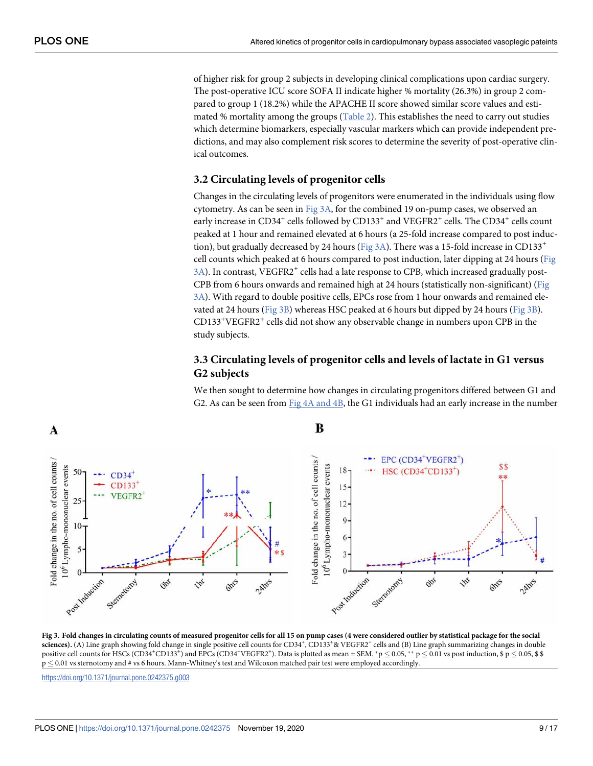of higher risk for group 2 subjects in developing clinical complications upon cardiac surgery. The post-operative ICU score SOFA II indicate higher % mortality (26.3%) in group 2 compared to group 1 (18.2%) while the APACHE II score showed similar score values and estimated % mortality among the groups (Table 2). This establishes the need to carry out studies which determine biomarkers, especially vascular markers which can provide independent predictions, and may also complement risk scores to determine the severity of post-operative clinical outcomes.

## 3.2 Circulating levels of progenitor cells

Changes in the circulating levels of progenitors were enumerated in the individuals using flow cytometry. As can be seen in Fig 3A, for the combined 19 on-pump cases, we observed an early increase in $CD34^+$ cells followed by $CD133^+$ and $VEGFR2^+$ cells. The $CD34^+$ cells count peaked at 1 hour and remained elevated at 6 hours (a 25-fold increase compared to post induction), but gradually decreased by 24 hours (Fig 3A). There was a 15-fold increase in $CD133^+$ cell counts which peaked at 6 hours compared to post induction, later dipping at 24 hours (Fig 3A). In contrast, $VEGFR2^+$ cells had a late response to CPB, which increased gradually post-CPB from 6 hours onwards and remained high at 24 hours (statistically non-significant) (Fig 3A). With regard to double positive cells, EPCs rose from 1 hour onwards and remained elevated at 24 hours (Fig 3B) whereas HSC peaked at 6 hours but dipped by 24 hours (Fig 3B). $CD133^+VEGFR2^+$ cells did not show any observable change in numbers upon CPB in the study subjects.

## 3.3 Circulating levels of progenitor cells and levels of lactate in G1 versus G2 subjects

We then sought to determine how changes in circulating progenitors differed between G1 and G2. As can be seen from Fig 4A and 4B, the G1 individuals had an early increase in the number

**Fig 3. Fold changes in circulating counts of measured progenitor cells for all 15 on pump cases (4 were considered outlier by statistical package for the social sciences).** (A) Line graph showing fold change in single positive cell counts for $CD34^+$, $CD133^+$ & $VEGFR2^+$ cells and (B) Line graph summarizing changes in double positive cell counts for HSCs ($CD34^+CD133^+$) and EPCs ($CD34^+VEGFR2^+$). Data is plotted as mean ± SEM. $^*p \leq 0.05$, $^{**}p \leq 0.01$ vs post induction, \$ $p \leq 0.05$, \$ \$ $p \leq 0.01$ vs sternotomy and # vs 6 hours. Mann-Whitney's test and Wilcoxon matched pair test were employed accordingly.

https://doi.org/10.1371/journal.pone.0242375.g003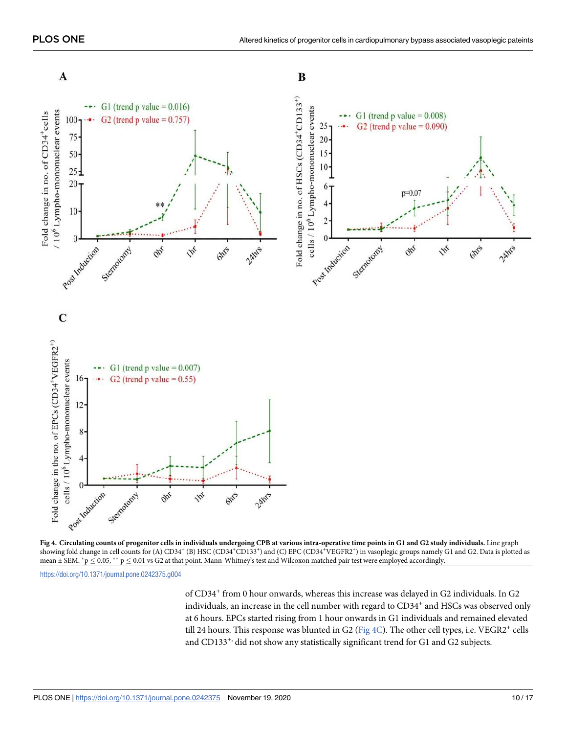**Fig 4. Circulating counts of progenitor cells in individuals undergoing CPB at various intra-operative time points in G1 and G2 study individuals.** Line graph showing fold change in cell counts for (A) CD34$^+$ (B) HSC (CD34$^+$CD133$^+$) and (C) EPC (CD34$^+$VEGFR2$^+$) in vasoplegic groups namely G1 and G2. Data is plotted as mean ± SEM. $^*p \leq 0.05$, $^{**}p \leq 0.01$ vs G2 at that point. Mann-Whitney's test and Wilcoxon matched pair test were employed accordingly.

https://doi.org/10.1371/journal.pone.0242375.g004

of CD34$^+$ from 0 hour onwards, whereas this increase was delayed in G2 individuals. In G2 individuals, an increase in the cell number with regard to CD34$^+$ and HSCs was observed only at 6 hours. EPCs started rising from 1 hour onwards in G1 individuals and remained elevated till 24 hours. This response was blunted in G2 (Fig 4C). The other cell types, i.e. VEGR2$^+$ cells and CD133$^{+,}$ did not show any statistically significant trend for G1 and G2 subjects.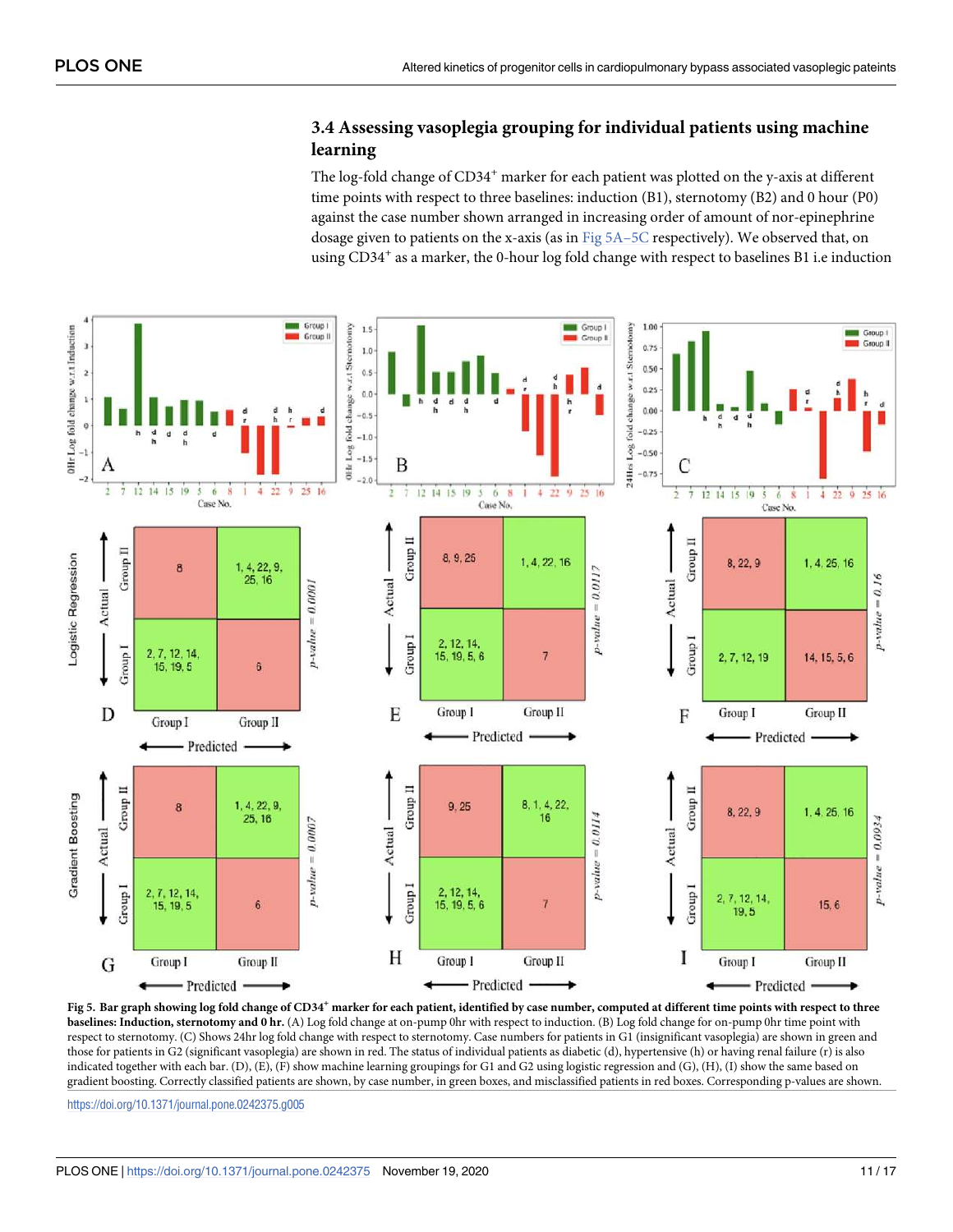### 3.4 Assessing vasoplegia grouping for individual patients using machine learning

The log-fold change of $CD34^+$ marker for each patient was plotted on the y-axis at different time points with respect to three baselines: induction (B1), sternotomy (B2) and 0 hour (P0) against the case number shown arranged in increasing order of amount of nor-epinephrine dosage given to patients on the x-axis (as in Fig 5A–5C respectively). We observed that, on using $CD34^+$ as a marker, the 0-hour log fold change with respect to baselines B1 i.e induction

**Fig 5. Bar graph showing log fold change of $CD34^+$ marker for each patient, identified by case number, computed at different time points with respect to three baselines: Induction, sternotomy and 0 hr.** (A) Log fold change at on-pump 0hr with respect to induction. (B) Log fold change for on-pump 0hr time point with respect to sternotomy. (C) Shows 24hr log fold change with respect to sternotomy. Case numbers for patients in G1 (insignificant vasoplegia) are shown in green and those for patients in G2 (significant vasoplegia) are shown in red. The status of individual patients as diabetic (d), hypertensive (h) or having renal failure (r) is also indicated together with each bar. (D), (E), (F) show machine learning groupings for G1 and G2 using logistic regression and (G), (H), (I) show the same based on gradient boosting. Correctly classified patients are shown, by case number, in green boxes, and misclassified patients in red boxes. Corresponding p-values are shown.

https://doi.org/10.1371/journal.pone.0242375.g005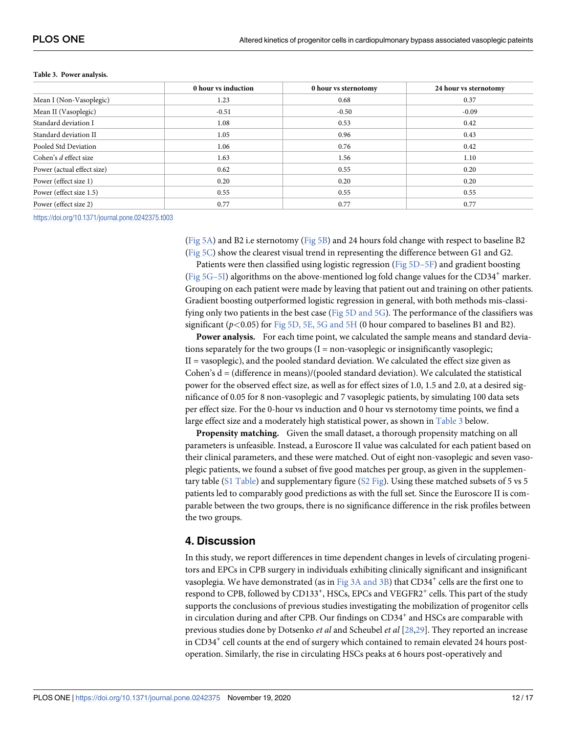**Table 3. Power analysis.**

| | 0 hour vs induction | 0 hour vs sternotomy | 24 hour vs sternotomy |
|---|---|---|---|
| Mean I (Non-Vasoplegic) | 1.23 | 0.68 | 0.37 |
| Mean II (Vasoplegic) | -0.51 | -0.50 | -0.09 |
| Standard deviation I | 1.08 | 0.53 | 0.42 |
| Standard deviation II | 1.05 | 0.96 | 0.43 |
| Pooled Std Deviation | 1.06 | 0.76 | 0.42 |
| Cohen's *d* effect size | 1.63 | 1.56 | 1.10 |
| Power (actual effect size) | 0.62 | 0.55 | 0.20 |
| Power (effect size 1) | 0.20 | 0.20 | 0.20 |
| Power (effect size 1.5) | 0.55 | 0.55 | 0.55 |
| Power (effect size 2) | 0.77 | 0.77 | 0.77 |

https://doi.org/10.1371/journal.pone.0242375.t003

(Fig 5A) and B2 i.e sternotomy (Fig 5B) and 24 hours fold change with respect to baseline B2 (Fig 5C) show the clearest visual trend in representing the difference between G1 and G2.

Patients were then classified using logistic regression (Fig 5D–5F) and gradient boosting (Fig 5G–5I) algorithms on the above-mentioned log fold change values for the $CD34^+$ marker. Grouping on each patient were made by leaving that patient out and training on other patients. Gradient boosting outperformed logistic regression in general, with both methods mis-classifying only two patients in the best case (Fig 5D and 5G). The performance of the classifiers was significant ($p<0.05$) for Fig 5D, 5E, 5G and 5H (0 hour compared to baselines B1 and B2).

**Power analysis.** For each time point, we calculated the sample means and standard deviations separately for the two groups (I = non-vasoplegic or insignificantly vasoplegic; II = vasoplegic), and the pooled standard deviation. We calculated the effect size given as Cohen's d = (difference in means)/(pooled standard deviation). We calculated the statistical power for the observed effect size, as well as for effect sizes of 1.0, 1.5 and 2.0, at a desired significance of 0.05 for 8 non-vasoplegic and 7 vasoplegic patients, by simulating 100 data sets per effect size. For the 0-hour vs induction and 0 hour vs sternotomy time points, we find a large effect size and a moderately high statistical power, as shown in Table 3 below.

**Propensity matching.** Given the small dataset, a thorough propensity matching on all parameters is unfeasible. Instead, a Euroscore II value was calculated for each patient based on their clinical parameters, and these were matched. Out of eight non-vasoplegic and seven vasoplegic patients, we found a subset of five good matches per group, as given in the supplementary table (S1 Table) and supplementary figure (S2 Fig). Using these matched subsets of 5 vs 5 patients led to comparably good predictions as with the full set. Since the Euroscore II is comparable between the two groups, there is no significance difference in the risk profiles between the two groups.

## 4. Discussion

In this study, we report differences in time dependent changes in levels of circulating progenitors and EPCs in CPB surgery in individuals exhibiting clinically significant and insignificant vasoplegia. We have demonstrated (as in Fig 3A and 3B) that $CD34^+$ cells are the first one to respond to CPB, followed by $CD133^+$, HSCs, EPCs and $VEGFR2^+$ cells. This part of the study supports the conclusions of previous studies investigating the mobilization of progenitor cells in circulation during and after CPB. Our findings on $CD34^+$ and HSCs are comparable with previous studies done by Dotsenko *et al* and Scheubel *et al* [28,29]. They reported an increase in $CD34^+$ cell counts at the end of surgery which contained to remain elevated 24 hours post-operation. Similarly, the rise in circulating HSCs peaks at 6 hours post-operatively and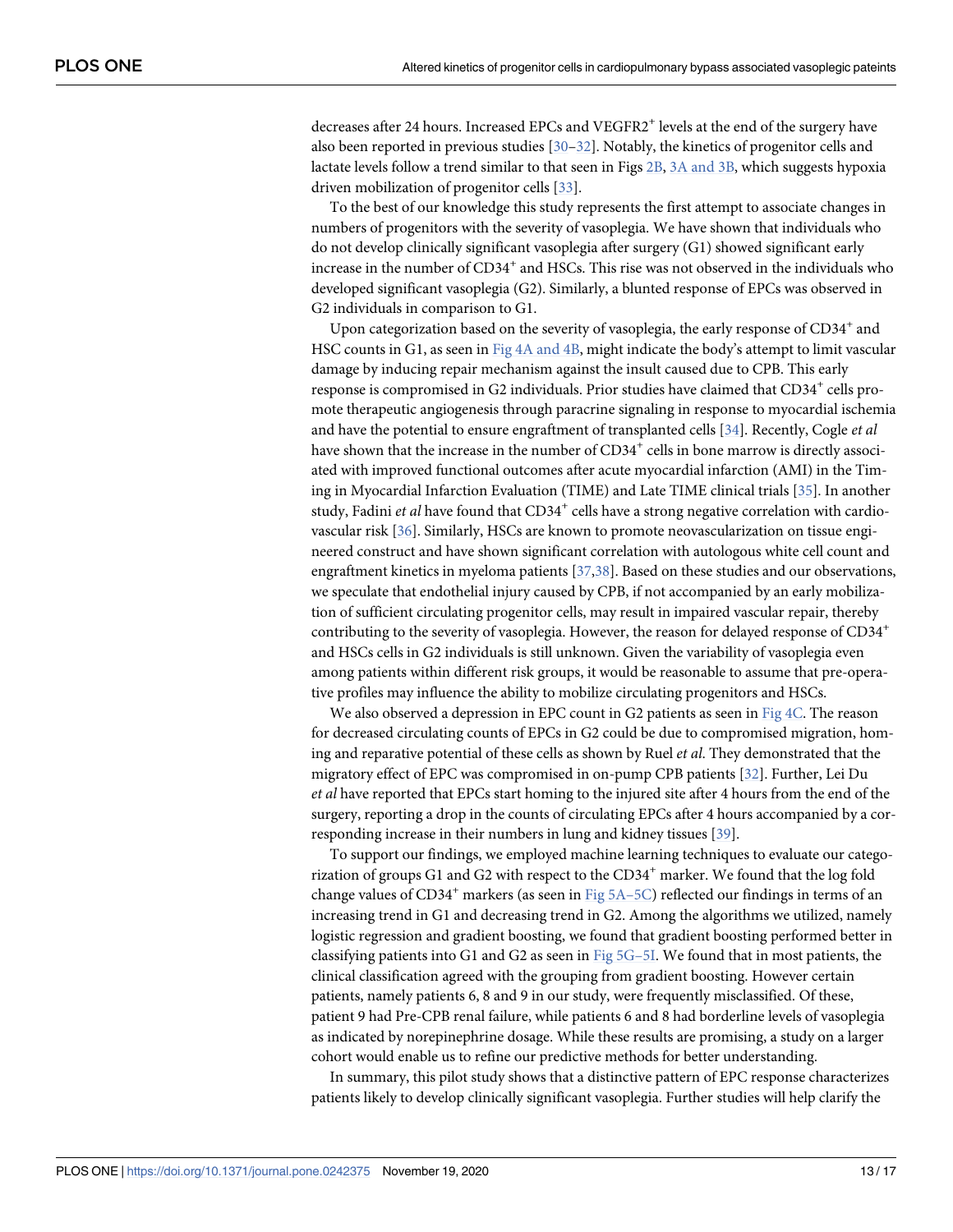decreases after 24 hours. Increased EPCs and $VEGFR2^+$ levels at the end of the surgery have also been reported in previous studies [30–32]. Notably, the kinetics of progenitor cells and lactate levels follow a trend similar to that seen in Figs 2B, 3A and 3B, which suggests hypoxia driven mobilization of progenitor cells [33].

To the best of our knowledge this study represents the first attempt to associate changes in numbers of progenitors with the severity of vasoplegia. We have shown that individuals who do not develop clinically significant vasoplegia after surgery (G1) showed significant early increase in the number of $CD34^+$ and HSCs. This rise was not observed in the individuals who developed significant vasoplegia (G2). Similarly, a blunted response of EPCs was observed in G2 individuals in comparison to G1.

Upon categorization based on the severity of vasoplegia, the early response of $CD34^+$ and HSC counts in G1, as seen in Fig 4A and 4B, might indicate the body's attempt to limit vascular damage by inducing repair mechanism against the insult caused due to CPB. This early response is compromised in G2 individuals. Prior studies have claimed that $CD34^+$ cells promote therapeutic angiogenesis through paracrine signaling in response to myocardial ischemia and have the potential to ensure engraftment of transplanted cells [34]. Recently, Cogle *et al* have shown that the increase in the number of $CD34^+$ cells in bone marrow is directly associated with improved functional outcomes after acute myocardial infarction (AMI) in the Timing in Myocardial Infarction Evaluation (TIME) and Late TIME clinical trials [35]. In another study, Fadini *et al* have found that $CD34^+$ cells have a strong negative correlation with cardiovascular risk [36]. Similarly, HSCs are known to promote neovascularization on tissue engineered construct and have shown significant correlation with autologous white cell count and engraftment kinetics in myeloma patients [37,38]. Based on these studies and our observations, we speculate that endothelial injury caused by CPB, if not accompanied by an early mobilization of sufficient circulating progenitor cells, may result in impaired vascular repair, thereby contributing to the severity of vasoplegia. However, the reason for delayed response of $CD34^+$ and HSCs cells in G2 individuals is still unknown. Given the variability of vasoplegia even among patients within different risk groups, it would be reasonable to assume that pre-operative profiles may influence the ability to mobilize circulating progenitors and HSCs.

We also observed a depression in EPC count in G2 patients as seen in Fig 4C. The reason for decreased circulating counts of EPCs in G2 could be due to compromised migration, homing and reparative potential of these cells as shown by Ruel *et al*. They demonstrated that the migratory effect of EPC was compromised in on-pump CPB patients [32]. Further, Lei Du *et al* have reported that EPCs start homing to the injured site after 4 hours from the end of the surgery, reporting a drop in the counts of circulating EPCs after 4 hours accompanied by a corresponding increase in their numbers in lung and kidney tissues [39].

To support our findings, we employed machine learning techniques to evaluate our categorization of groups G1 and G2 with respect to the $CD34^+$ marker. We found that the log fold change values of $CD34^+$ markers (as seen in Fig 5A–5C) reflected our findings in terms of an increasing trend in G1 and decreasing trend in G2. Among the algorithms we utilized, namely logistic regression and gradient boosting, we found that gradient boosting performed better in classifying patients into G1 and G2 as seen in Fig 5G–5I. We found that in most patients, the clinical classification agreed with the grouping from gradient boosting. However certain patients, namely patients 6, 8 and 9 in our study, were frequently misclassified. Of these, patient 9 had Pre-CPB renal failure, while patients 6 and 8 had borderline levels of vasoplegia as indicated by norepinephrine dosage. While these results are promising, a study on a larger cohort would enable us to refine our predictive methods for better understanding.

In summary, this pilot study shows that a distinctive pattern of EPC response characterizes patients likely to develop clinically significant vasoplegia. Further studies will help clarify the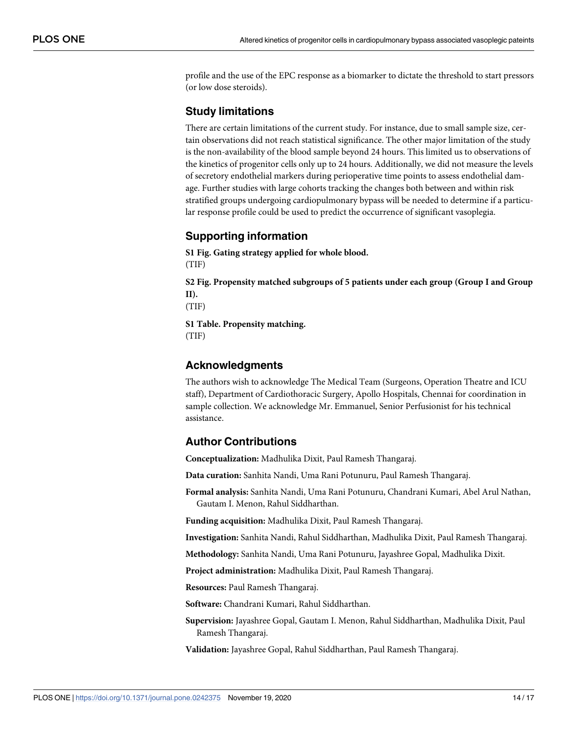profile and the use of the EPC response as a biomarker to dictate the threshold to start pressors (or low dose steroids).

## Study limitations

There are certain limitations of the current study. For instance, due to small sample size, certain observations did not reach statistical significance. The other major limitation of the study is the non-availability of the blood sample beyond 24 hours. This limited us to observations of the kinetics of progenitor cells only up to 24 hours. Additionally, we did not measure the levels of secretory endothelial markers during perioperative time points to assess endothelial damage. Further studies with large cohorts tracking the changes both between and within risk stratified groups undergoing cardiopulmonary bypass will be needed to determine if a particular response profile could be used to predict the occurrence of significant vasoplegia.

## Supporting information

**S1 Fig. Gating strategy applied for whole blood.**
(TIF)

**S2 Fig. Propensity matched subgroups of 5 patients under each group (Group I and Group II).**
(TIF)

**S1 Table. Propensity matching.**
(TIF)

## Acknowledgments

The authors wish to acknowledge The Medical Team (Surgeons, Operation Theatre and ICU staff), Department of Cardiothoracic Surgery, Apollo Hospitals, Chennai for coordination in sample collection. We acknowledge Mr. Emmanuel, Senior Perfusionist for his technical assistance.

## Author Contributions

**Conceptualization:** Madhulika Dixit, Paul Ramesh Thangaraj.

**Data curation:** Sanhita Nandi, Uma Rani Potunuru, Paul Ramesh Thangaraj.

**Formal analysis:** Sanhita Nandi, Uma Rani Potunuru, Chandrani Kumari, Abel Arul Nathan, Gautam I. Menon, Rahul Siddharthan.

**Funding acquisition:** Madhulika Dixit, Paul Ramesh Thangaraj.

**Investigation:** Sanhita Nandi, Rahul Siddharthan, Madhulika Dixit, Paul Ramesh Thangaraj.

**Methodology:** Sanhita Nandi, Uma Rani Potunuru, Jayashree Gopal, Madhulika Dixit.

**Project administration:** Madhulika Dixit, Paul Ramesh Thangaraj.

**Resources:** Paul Ramesh Thangaraj.

**Software:** Chandrani Kumari, Rahul Siddharthan.

**Supervision:** Jayashree Gopal, Gautam I. Menon, Rahul Siddharthan, Madhulika Dixit, Paul Ramesh Thangaraj.

**Validation:** Jayashree Gopal, Rahul Siddharthan, Paul Ramesh Thangaraj.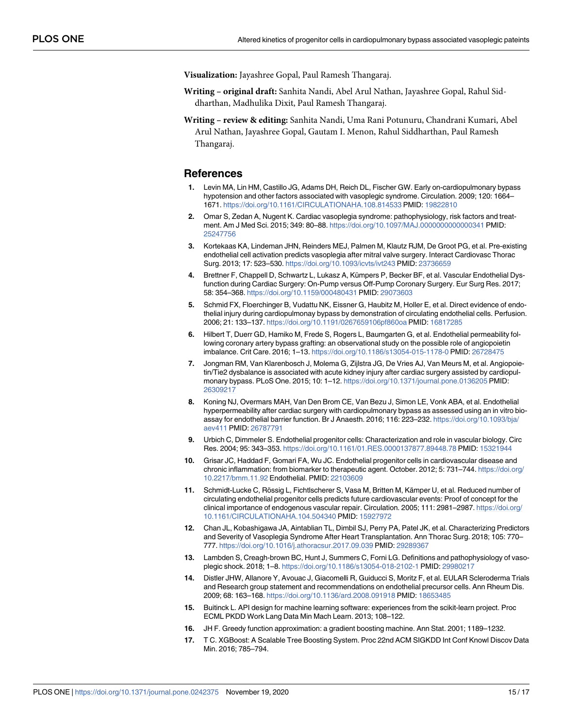**Visualization:** Jayashree Gopal, Paul Ramesh Thangaraj.

**Writing – original draft:** Sanhita Nandi, Abel Arul Nathan, Jayashree Gopal, Rahul Siddharthan, Madhulika Dixit, Paul Ramesh Thangaraj.

**Writing – review & editing:** Sanhita Nandi, Uma Rani Potunuru, Chandrani Kumari, Abel Arul Nathan, Jayashree Gopal, Gautam I. Menon, Rahul Siddharthan, Paul Ramesh Thangaraj.

## References

1. Levin MA, Lin HM, Castillo JG, Adams DH, Reich DL, Fischer GW. Early on-cardiopulmonary bypass hypotension and other factors associated with vasoplegic syndrome. Circulation. 2009; 120: 1664–1671. https://doi.org/10.1161/CIRCULATIONAHA.108.814533 PMID: 19822810
2. Omar S, Zedan A, Nugent K. Cardiac vasoplegia syndrome: pathophysiology, risk factors and treatment. Am J Med Sci. 2015; 349: 80–88. https://doi.org/10.1097/MAJ.0000000000000341 PMID: 25247756
3. Kortekaas KA, Lindeman JHN, Reinders MEJ, Palmen M, Klautz RJM, De Groot PG, et al. Pre-existing endothelial cell activation predicts vasoplegia after mitral valve surgery. Interact Cardiovasc Thorac Surg. 2013; 17: 523–530. https://doi.org/10.1093/icvts/ivt243 PMID: 23736659
4. Brettner F, Chappell D, Schwartz L, Lukasz A, Kümpers P, Becker BF, et al. Vascular Endothelial Dysfunction during Cardiac Surgery: On-Pump versus Off-Pump Coronary Surgery. Eur Surg Res. 2017; 58: 354–368. https://doi.org/10.1159/000480431 PMID: 29073603
5. Schmid FX, Floerchinger B, Vudattu NK, Eissner G, Haubitz M, Holler E, et al. Direct evidence of endothelial injury during cardiopulmonay bypass by demonstration of circulating endothelial cells. Perfusion. 2006; 21: 133–137. https://doi.org/10.1191/0267659106pf860oa PMID: 16817285
6. Hilbert T, Duerr GD, Hamiko M, Frede S, Rogers L, Baumgarten G, et al. Endothelial permeability following coronary artery bypass grafting: an observational study on the possible role of angiopoietin imbalance. Crit Care. 2016; 1–13. https://doi.org/10.1186/s13054-015-1178-0 PMID: 26728475
7. Jongman RM, Van Klarenbosch J, Molema G, Zijlstra JG, De Vries AJ, Van Meurs M, et al. Angiopoietin/Tie2 dysbalance is associated with acute kidney injury after cardiac surgery assisted by cardiopulmonary bypass. PLoS One. 2015; 10: 1–12. https://doi.org/10.1371/journal.pone.0136205 PMID: 26309217
8. Koning NJ, Overmars MAH, Van Den Brom CE, Van Bezu J, Simon LE, Vonk ABA, et al. Endothelial hyperpermeability after cardiac surgery with cardiopulmonary bypass as assessed using an in vitro bioassay for endothelial barrier function. Br J Anaesth. 2016; 116: 223–232. https://doi.org/10.1093/bja/aev411 PMID: 26787791
9. Urbich C, Dimmeler S. Endothelial progenitor cells: Characterization and role in vascular biology. Circ Res. 2004; 95: 343–353. https://doi.org/10.1161/01.RES.0000137877.89448.78 PMID: 15321944
10. Grisar JC, Haddad F, Gomari FA, Wu JC. Endothelial progenitor cells in cardiovascular disease and chronic inflammation: from biomarker to therapeutic agent. October. 2012; 5: 731–744. https://doi.org/10.2217/bmm.11.92 Endothelial. PMID: 22103609
11. Schmidt-Lucke C, Rössig L, Fichtlscherer S, Vasa M, Britten M, Kämper U, et al. Reduced number of circulating endothelial progenitor cells predicts future cardiovascular events: Proof of concept for the clinical importance of endogenous vascular repair. Circulation. 2005; 111: 2981–2987. https://doi.org/10.1161/CIRCULATIONAHA.104.504340 PMID: 15927972
12. Chan JL, Kobashigawa JA, Aintablian TL, Dimbil SJ, Perry PA, Patel JK, et al. Characterizing Predictors and Severity of Vasoplegia Syndrome After Heart Transplantation. Ann Thorac Surg. 2018; 105: 770–777. https://doi.org/10.1016/j.athoracsur.2017.09.039 PMID: 29289367
13. Lambden S, Creagh-brown BC, Hunt J, Summers C, Forni LG. Definitions and pathophysiology of vasoplegic shock. 2018; 1–8. https://doi.org/10.1186/s13054-018-2102-1 PMID: 29980217
14. Distler JHW, Allanore Y, Avouac J, Giacomelli R, Guiducci S, Moritz F, et al. EULAR Scleroderma Trials and Research group statement and recommendations on endothelial precursor cells. Ann Rheum Dis. 2009; 68: 163–168. https://doi.org/10.1136/ard.2008.091918 PMID: 18653485
15. Buitinck L. API design for machine learning software: experiences from the scikit-learn project. Proc ECML PKDD Work Lang Data Min Mach Learn. 2013; 108–122.
16. JH F. Greedy function approximation: a gradient boosting machine. Ann Stat. 2001; 1189–1232.
17. T C. XGBoost: A Scalable Tree Boosting System. Proc 22nd ACM SIGKDD Int Conf Knowl Discov Data Min. 2016; 785–794.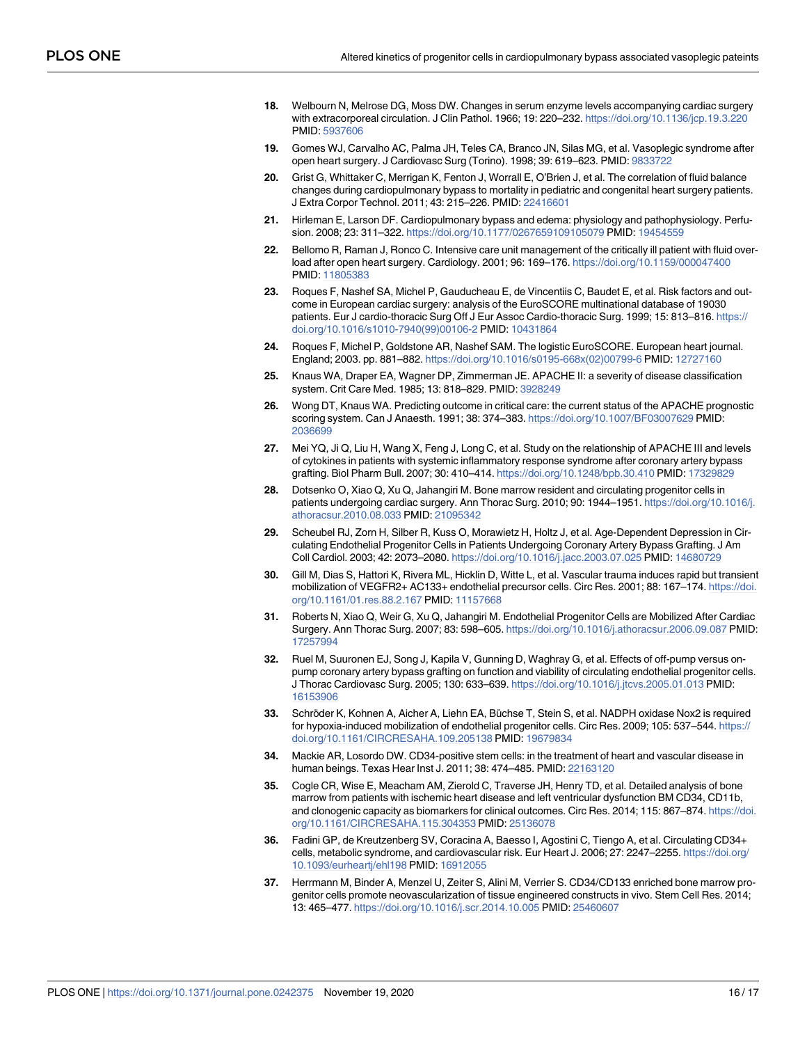18. Welbourn N, Melrose DG, Moss DW. Changes in serum enzyme levels accompanying cardiac surgery with extracorporeal circulation. J Clin Pathol. 1966; 19: 220–232. https://doi.org/10.1136/jcp.19.3.220 PMID: 5937606

19. Gomes WJ, Carvalho AC, Palma JH, Teles CA, Branco JN, Silas MG, et al. Vasoplegic syndrome after open heart surgery. J Cardiovasc Surg (Torino). 1998; 39: 619–623. PMID: 9833722

20. Grist G, Whittaker C, Merrigan K, Fenton J, Worrall E, O'Brien J, et al. The correlation of fluid balance changes during cardiopulmonary bypass to mortality in pediatric and congenital heart surgery patients. J Extra Corpor Technol. 2011; 43: 215–226. PMID: 22416601

21. Hirleman E, Larson DF. Cardiopulmonary bypass and edema: physiology and pathophysiology. Perfusion. 2008; 23: 311–322. https://doi.org/10.1177/0267659109105079 PMID: 19454559

22. Bellomo R, Raman J, Ronco C. Intensive care unit management of the critically ill patient with fluid overload after open heart surgery. Cardiology. 2001; 96: 169–176. https://doi.org/10.1159/000047400 PMID: 11805383

23. Roques F, Nashef SA, Michel P, Gauducheau E, de Vincentiis C, Baudet E, et al. Risk factors and outcome in European cardiac surgery: analysis of the EuroSCORE multinational database of 19030 patients. Eur J cardio-thoracic Surg Off J Eur Assoc Cardio-thoracic Surg. 1999; 15: 813–816. https://doi.org/10.1016/s1010-7940(99)00106-2 PMID: 10431864

24. Roques F, Michel P, Goldstone AR, Nashef SAM. The logistic EuroSCORE. European heart journal. England; 2003. pp. 881–882. https://doi.org/10.1016/s0195-668x(02)00799-6 PMID: 12727160

25. Knaus WA, Draper EA, Wagner DP, Zimmerman JE. APACHE II: a severity of disease classification system. Crit Care Med. 1985; 13: 818–829. PMID: 3928249

26. Wong DT, Knaus WA. Predicting outcome in critical care: the current status of the APACHE prognostic scoring system. Can J Anaesth. 1991; 38: 374–383. https://doi.org/10.1007/BF03007629 PMID: 2036699

27. Mei YQ, Ji Q, Liu H, Wang X, Feng J, Long C, et al. Study on the relationship of APACHE III and levels of cytokines in patients with systemic inflammatory response syndrome after coronary artery bypass grafting. Biol Pharm Bull. 2007; 30: 410–414. https://doi.org/10.1248/bpb.30.410 PMID: 17329829

28. Dotsenko O, Xiao Q, Xu Q, Jahangiri M. Bone marrow resident and circulating progenitor cells in patients undergoing cardiac surgery. Ann Thorac Surg. 2010; 90: 1944–1951. https://doi.org/10.1016/j.athoracsur.2010.08.033 PMID: 21095342

29. Scheubel RJ, Zorn H, Silber R, Kuss O, Morawietz H, Holtz J, et al. Age-Dependent Depression in Circulating Endothelial Progenitor Cells in Patients Undergoing Coronary Artery Bypass Grafting. J Am Coll Cardiol. 2003; 42: 2073–2080. https://doi.org/10.1016/j.jacc.2003.07.025 PMID: 14680729

30. Gill M, Dias S, Hattori K, Rivera ML, Hicklin D, Witte L, et al. Vascular trauma induces rapid but transient mobilization of VEGFR2+ AC133+ endothelial precursor cells. Circ Res. 2001; 88: 167–174. https://doi.org/10.1161/01.res.88.2.167 PMID: 11157668

31. Roberts N, Xiao Q, Weir G, Xu Q, Jahangiri M. Endothelial Progenitor Cells are Mobilized After Cardiac Surgery. Ann Thorac Surg. 2007; 83: 598–605. https://doi.org/10.1016/j.athoracsur.2006.09.087 PMID: 17257994

32. Ruel M, Suuronen EJ, Song J, Kapila V, Gunning D, Waghray G, et al. Effects of off-pump versus on-pump coronary artery bypass grafting on function and viability of circulating endothelial progenitor cells. J Thorac Cardiovasc Surg. 2005; 130: 633–639. https://doi.org/10.1016/j.jtcvs.2005.01.013 PMID: 16153906

33. Schröder K, Kohnen A, Aicher A, Liehn EA, Büchse T, Stein S, et al. NADPH oxidase Nox2 is required for hypoxia-induced mobilization of endothelial progenitor cells. Circ Res. 2009; 105: 537–544. https://doi.org/10.1161/CIRCRESAHA.109.205138 PMID: 19679834

34. Mackie AR, Losordo DW. CD34-positive stem cells: in the treatment of heart and vascular disease in human beings. Texas Hear Inst J. 2011; 38: 474–485. PMID: 22163120

35. Cogle CR, Wise E, Meacham AM, Zierold C, Traverse JH, Henry TD, et al. Detailed analysis of bone marrow from patients with ischemic heart disease and left ventricular dysfunction BM CD34, CD11b, and clonogenic capacity as biomarkers for clinical outcomes. Circ Res. 2014; 115: 867–874. https://doi.org/10.1161/CIRCRESAHA.115.304353 PMID: 25136078

36. Fadini GP, de Kreutzenberg SV, Coracina A, Baesso I, Agostini C, Tiengo A, et al. Circulating CD34+ cells, metabolic syndrome, and cardiovascular risk. Eur Heart J. 2006; 27: 2247–2255. https://doi.org/10.1093/eurheartj/ehl198 PMID: 16912055

37. Herrmann M, Binder A, Menzel U, Zeiter S, Alini M, Verrier S. CD34/CD133 enriched bone marrow progenitor cells promote neovascularization of tissue engineered constructs in vivo. Stem Cell Res. 2014; 13: 465–477. https://doi.org/10.1016/j.scr.2014.10.005 PMID: 25460607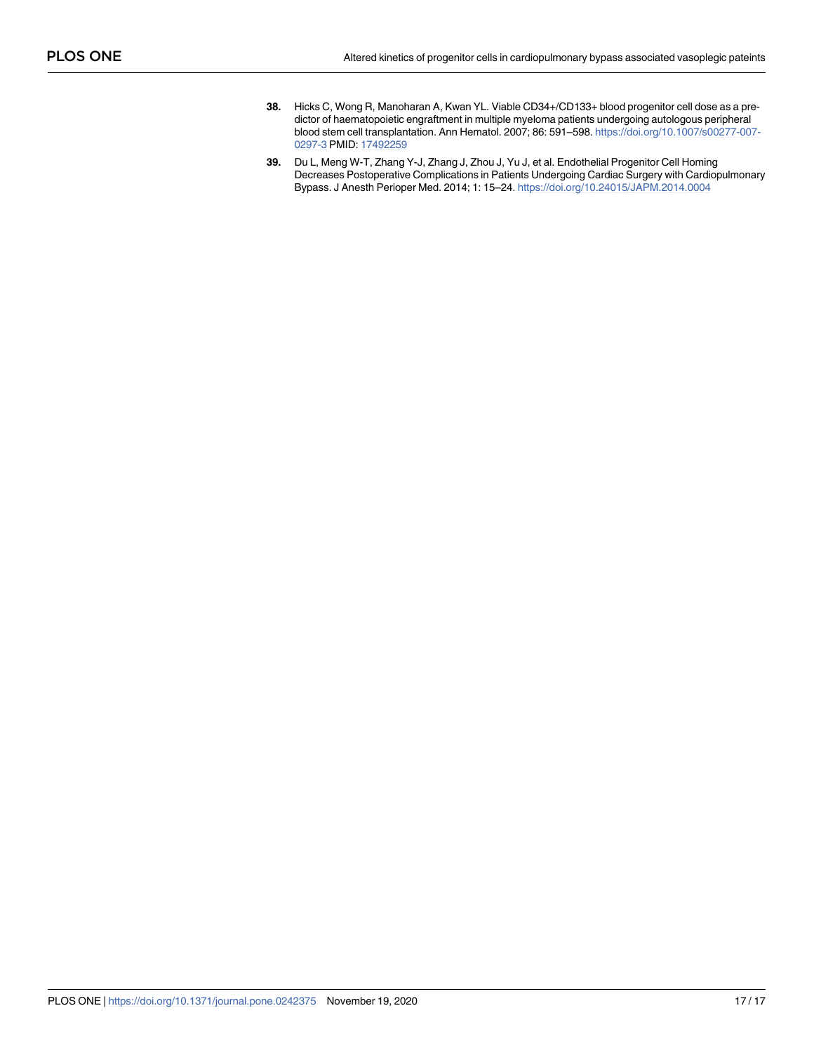38. Hicks C, Wong R, Manoharan A, Kwan YL. Viable CD34+/CD133+ blood progenitor cell dose as a predictor of haematopoietic engraftment in multiple myeloma patients undergoing autologous peripheral blood stem cell transplantation. Ann Hematol. 2007; 86: 591–598. https://doi.org/10.1007/s00277-007-0297-3 PMID: 17492259

39. Du L, Meng W-T, Zhang Y-J, Zhang J, Zhou J, Yu J, et al. Endothelial Progenitor Cell Homing Decreases Postoperative Complications in Patients Undergoing Cardiac Surgery with Cardiopulmonary Bypass. J Anesth Perioper Med. 2014; 1: 15–24. https://doi.org/10.24015/JAPM.2014.0004